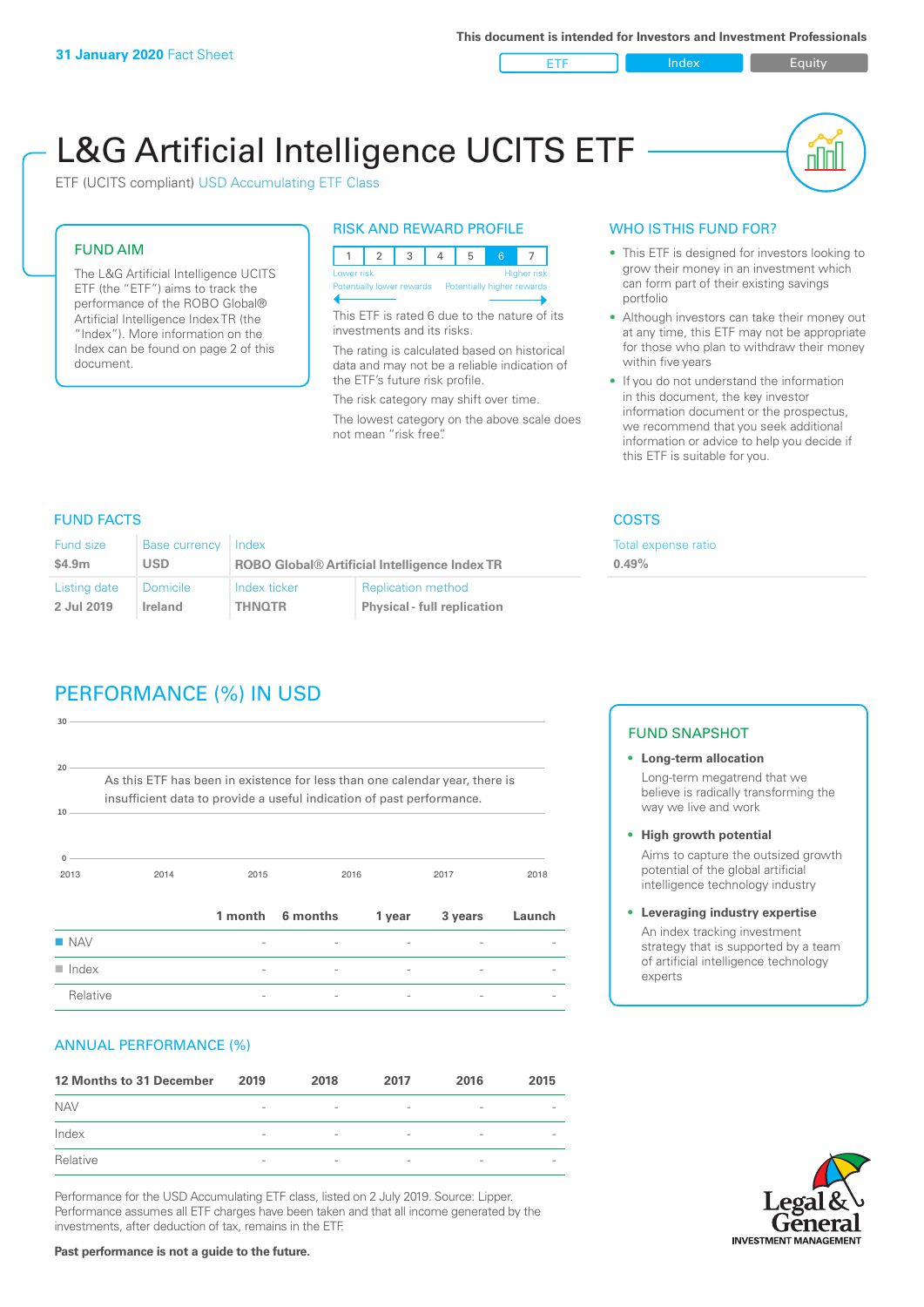31 January 2020 Fact Sheet

This document is intended for Investors and Investment Professionals

ETF | Index | Equity

# L&G Artificial Intelligence UCITS ETF

ETF (UCITS compliant) USD Accumulating ETF Class

## FUND AIM

The L&G Artificial Intelligence UCITS ETF (the "ETF") aims to track the performance of the ROBO Global® Artificial Intelligence Index TR (the "Index"). More information on the Index can be found on page 2 of this document.

## RISK AND REWARD PROFILE

| 1 | 2 | 3 | 4 | 5 | 6 | 7 |
|---|---|---|---|---|---|---|

Lower risk — Potentially lower rewards | Higher risk — Potentially higher rewards

This ETF is rated 6 due to the nature of its investments and its risks.

The rating is calculated based on historical data and may not be a reliable indication of the ETF's future risk profile.

The risk category may shift over time.

The lowest category on the above scale does not mean "risk free".

## WHO IS THIS FUND FOR?

- This ETF is designed for investors looking to grow their money in an investment which can form part of their existing savings portfolio
- Although investors can take their money out at any time, this ETF may not be appropriate for those who plan to withdraw their money within five years
- If you do not understand the information in this document, the key investor information document or the prospectus, we recommend that you seek additional information or advice to help you decide if this ETF is suitable for you.

## FUND FACTS

| Fund size | Base currency | Index | |
|---|---|---|---|
| $4.9m | USD | ROBO Global® Artificial Intelligence Index TR | |
| **Listing date** | **Domicile** | **Index ticker** | **Replication method** |
| 2 Jul 2019 | Ireland | THNQTR | Physical - full replication |

## COSTS

Total expense ratio

0.49%

## PERFORMANCE (%) IN USD

As this ETF has been in existence for less than one calendar year, there is insufficient data to provide a useful indication of past performance.

| | 1 month | 6 months | 1 year | 3 years | Launch |
|---|---|---|---|---|---|
| NAV | - | - | - | - | - |
| Index | - | - | - | - | - |
| Relative | - | - | - | - | - |

## FUND SNAPSHOT

- **Long-term allocation**
  Long-term megatrend that we believe is radically transforming the way we live and work
- **High growth potential**
  Aims to capture the outsized growth potential of the global artificial intelligence technology industry
- **Leveraging industry expertise**
  An index tracking investment strategy that is supported by a team of artificial intelligence technology experts

## ANNUAL PERFORMANCE (%)

| 12 Months to 31 December | 2019 | 2018 | 2017 | 2016 | 2015 |
|---|---|---|---|---|---|
| NAV | - | - | - | - | - |
| Index | - | - | - | - | - |
| Relative | - | - | - | - | - |

Performance for the USD Accumulating ETF class, listed on 2 July 2019. Source: Lipper. Performance assumes all ETF charges have been taken and that all income generated by the investments, after deduction of tax, remains in the ETF.

**Past performance is not a guide to the future.**

Legal & General INVESTMENT MANAGEMENT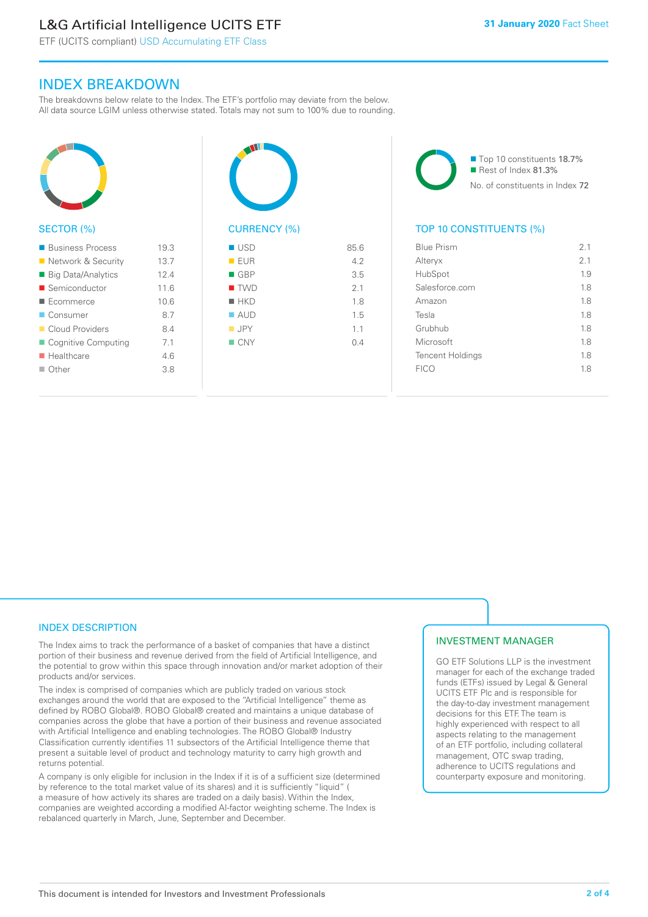# INDEX BREAKDOWN

The breakdowns below relate to the Index. The ETF's portfolio may deviate from the below. All data source LGIM unless otherwise stated. Totals may not sum to 100% due to rounding.

## SECTOR (%)

| Sector | % |
|---|---|
| Business Process | 19.3 |
| Network & Security | 13.7 |
| Big Data/Analytics | 12.4 |
| Semiconductor | 11.6 |
| Ecommerce | 10.6 |
| Consumer | 8.7 |
| Cloud Providers | 8.4 |
| Cognitive Computing | 7.1 |
| Healthcare | 4.6 |
| Other | 3.8 |

## CURRENCY (%)

| Currency | % |
|---|---|
| USD | 85.6 |
| EUR | 4.2 |
| GBP | 3.5 |
| TWD | 2.1 |
| HKD | 1.8 |
| AUD | 1.5 |
| JPY | 1.1 |
| CNY | 0.4 |

- Top 10 constituents 18.7%
- Rest of Index 81.3%

No. of constituents in Index 72

## TOP 10 CONSTITUENTS (%)

| Constituent | % |
|---|---|
| Blue Prism | 2.1 |
| Alteryx | 2.1 |
| HubSpot | 1.9 |
| Salesforce.com | 1.8 |
| Amazon | 1.8 |
| Tesla | 1.8 |
| Grubhub | 1.8 |
| Microsoft | 1.8 |
| Tencent Holdings | 1.8 |
| FICO | 1.8 |

## INDEX DESCRIPTION

The Index aims to track the performance of a basket of companies that have a distinct portion of their business and revenue derived from the field of Artificial Intelligence, and the potential to grow within this space through innovation and/or market adoption of their products and/or services.

The index is comprised of companies which are publicly traded on various stock exchanges around the world that are exposed to the "Artificial Intelligence" theme as defined by ROBO Global®. ROBO Global® created and maintains a unique database of companies across the globe that have a portion of their business and revenue associated with Artificial Intelligence and enabling technologies. The ROBO Global® Industry Classification currently identifies 11 subsectors of the Artificial Intelligence theme that present a suitable level of product and technology maturity to carry high growth and returns potential.

A company is only eligible for inclusion in the Index if it is of a sufficient size (determined by reference to the total market value of its shares) and it is sufficiently "liquid" ( a measure of how actively its shares are traded on a daily basis). Within the Index, companies are weighted according a modified AI-factor weighting scheme. The Index is rebalanced quarterly in March, June, September and December.

## INVESTMENT MANAGER

GO ETF Solutions LLP is the investment manager for each of the exchange traded funds (ETFs) issued by Legal & General UCITS ETF Plc and is responsible for the day-to-day investment management decisions for this ETF. The team is highly experienced with respect to all aspects relating to the management of an ETF portfolio, including collateral management, OTC swap trading, adherence to UCITS regulations and counterparty exposure and monitoring.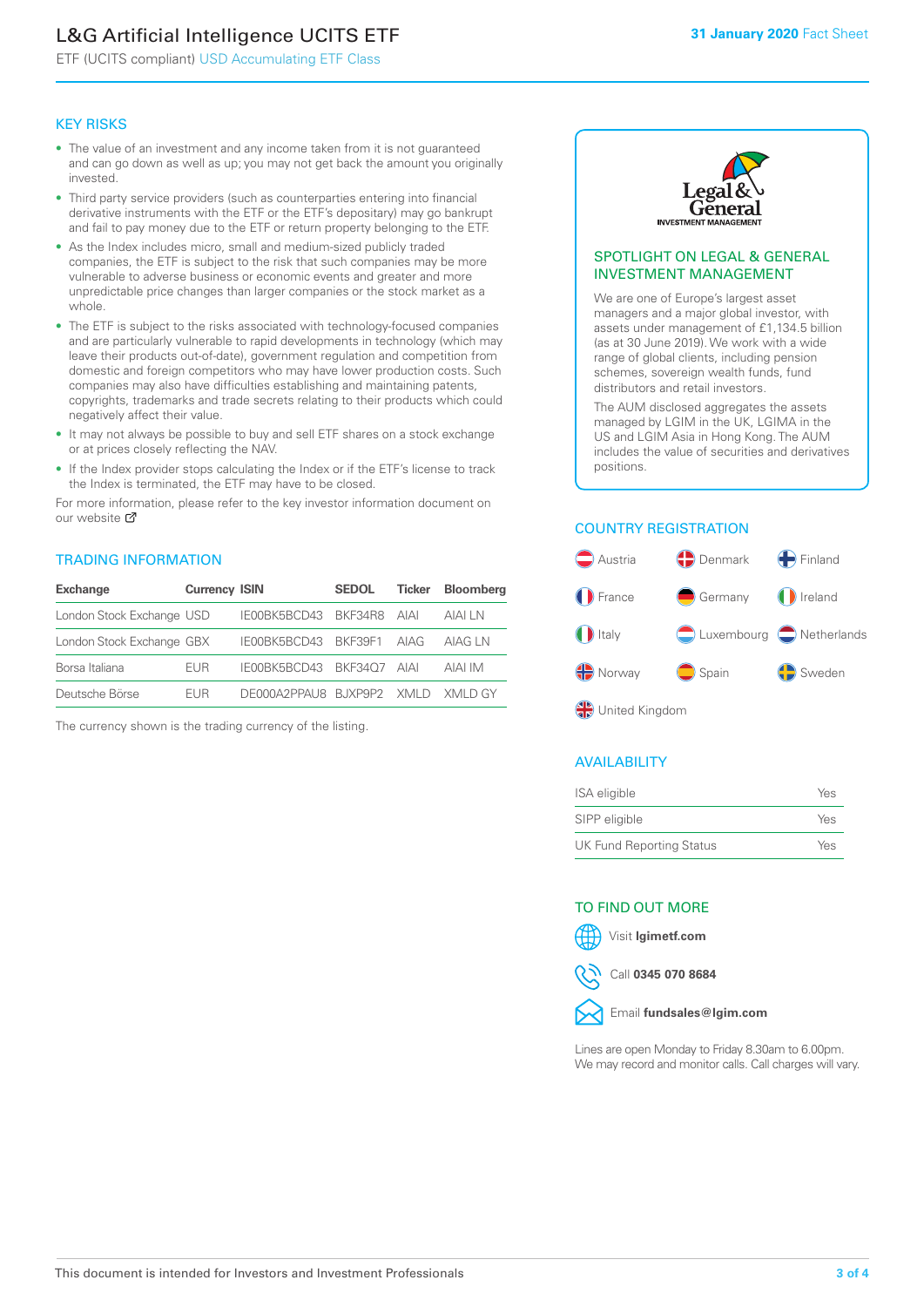# L&G Artificial Intelligence UCITS ETF

ETF (UCITS compliant) USD Accumulating ETF Class

**31 January 2020** Fact Sheet

## KEY RISKS

- The value of an investment and any income taken from it is not guaranteed and can go down as well as up; you may not get back the amount you originally invested.
- Third party service providers (such as counterparties entering into financial derivative instruments with the ETF or the ETF's depositary) may go bankrupt and fail to pay money due to the ETF or return property belonging to the ETF.
- As the Index includes micro, small and medium-sized publicly traded companies, the ETF is subject to the risk that such companies may be more vulnerable to adverse business or economic events and greater and more unpredictable price changes than larger companies or the stock market as a whole.
- The ETF is subject to the risks associated with technology-focused companies and are particularly vulnerable to rapid developments in technology (which may leave their products out-of-date), government regulation and competition from domestic and foreign competitors who may have lower production costs. Such companies may also have difficulties establishing and maintaining patents, copyrights, trademarks and trade secrets relating to their products which could negatively affect their value.
- It may not always be possible to buy and sell ETF shares on a stock exchange or at prices closely reflecting the NAV.
- If the Index provider stops calculating the Index or if the ETF's license to track the Index is terminated, the ETF may have to be closed.

For more information, please refer to the key investor information document on our website

## TRADING INFORMATION

| Exchange | Currency | ISIN | SEDOL | Ticker | Bloomberg |
|---|---|---|---|---|---|
| London Stock Exchange | USD | IE00BK5BCD43 | BKF34R8 | AIAI | AIAI LN |
| London Stock Exchange | GBX | IE00BK5BCD43 | BKF39F1 | AIAG | AIAG LN |
| Borsa Italiana | EUR | IE00BK5BCD43 | BKF34Q7 | AIAI | AIAI IM |
| Deutsche Börse | EUR | DE000A2PPAU8 | BJXP9P2 | XMLD | XMLD GY |

The currency shown is the trading currency of the listing.

## SPOTLIGHT ON LEGAL & GENERAL INVESTMENT MANAGEMENT

We are one of Europe's largest asset managers and a major global investor, with assets under management of £1,134.5 billion (as at 30 June 2019). We work with a wide range of global clients, including pension schemes, sovereign wealth funds, fund distributors and retail investors.

The AUM disclosed aggregates the assets managed by LGIM in the UK, LGIMA in the US and LGIM Asia in Hong Kong. The AUM includes the value of securities and derivatives positions.

## COUNTRY REGISTRATION

Austria, Denmark, Finland, France, Germany, Ireland, Italy, Luxembourg, Netherlands, Norway, Spain, Sweden, United Kingdom

## AVAILABILITY

| | |
|---|---|
| ISA eligible | Yes |
| SIPP eligible | Yes |
| UK Fund Reporting Status | Yes |

## TO FIND OUT MORE

Visit **lgimetf.com**

Call **0345 070 8684**

Email **fundsales@lgim.com**

Lines are open Monday to Friday 8.30am to 6.00pm. We may record and monitor calls. Call charges will vary.

This document is intended for Investors and Investment Professionals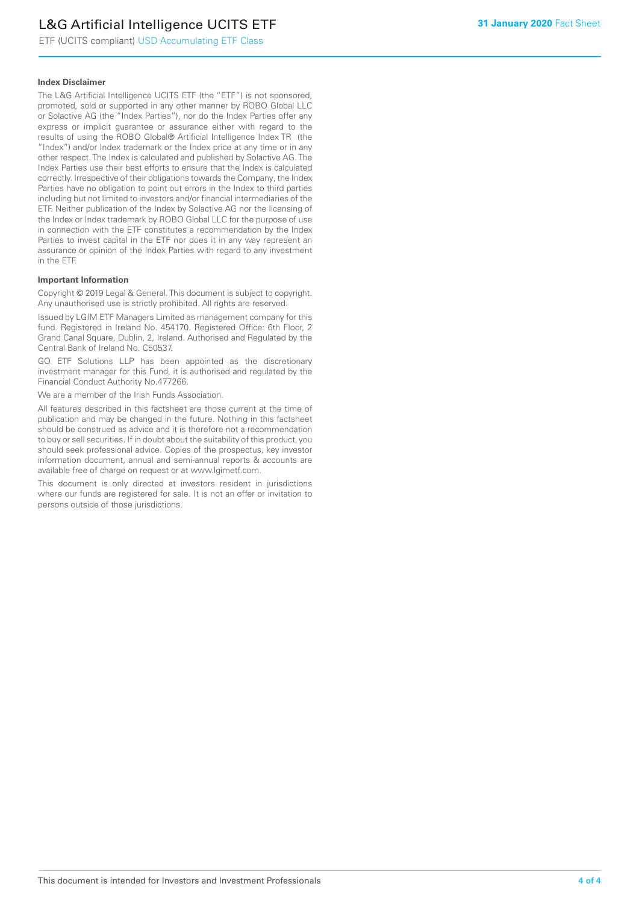### Index Disclaimer

The L&G Artificial Intelligence UCITS ETF (the "ETF") is not sponsored, promoted, sold or supported in any other manner by ROBO Global LLC or Solactive AG (the "Index Parties"), nor do the Index Parties offer any express or implicit guarantee or assurance either with regard to the results of using the ROBO Global® Artificial Intelligence Index TR (the "Index") and/or Index trademark or the Index price at any time or in any other respect. The Index is calculated and published by Solactive AG. The Index Parties use their best efforts to ensure that the Index is calculated correctly. Irrespective of their obligations towards the Company, the Index Parties have no obligation to point out errors in the Index to third parties including but not limited to investors and/or financial intermediaries of the ETF. Neither publication of the Index by Solactive AG nor the licensing of the Index or Index trademark by ROBO Global LLC for the purpose of use in connection with the ETF constitutes a recommendation by the Index Parties to invest capital in the ETF nor does it in any way represent an assurance or opinion of the Index Parties with regard to any investment in the ETF.

### Important Information

Copyright © 2019 Legal & General. This document is subject to copyright. Any unauthorised use is strictly prohibited. All rights are reserved.

Issued by LGIM ETF Managers Limited as management company for this fund. Registered in Ireland No. 454170. Registered Office: 6th Floor, 2 Grand Canal Square, Dublin, 2, Ireland. Authorised and Regulated by the Central Bank of Ireland No. C50537.

GO ETF Solutions LLP has been appointed as the discretionary investment manager for this Fund, it is authorised and regulated by the Financial Conduct Authority No.477266.

We are a member of the Irish Funds Association.

All features described in this factsheet are those current at the time of publication and may be changed in the future. Nothing in this factsheet should be construed as advice and it is therefore not a recommendation to buy or sell securities. If in doubt about the suitability of this product, you should seek professional advice. Copies of the prospectus, key investor information document, annual and semi-annual reports & accounts are available free of charge on request or at www.lgimetf.com.

This document is only directed at investors resident in jurisdictions where our funds are registered for sale. It is not an offer or invitation to persons outside of those jurisdictions.